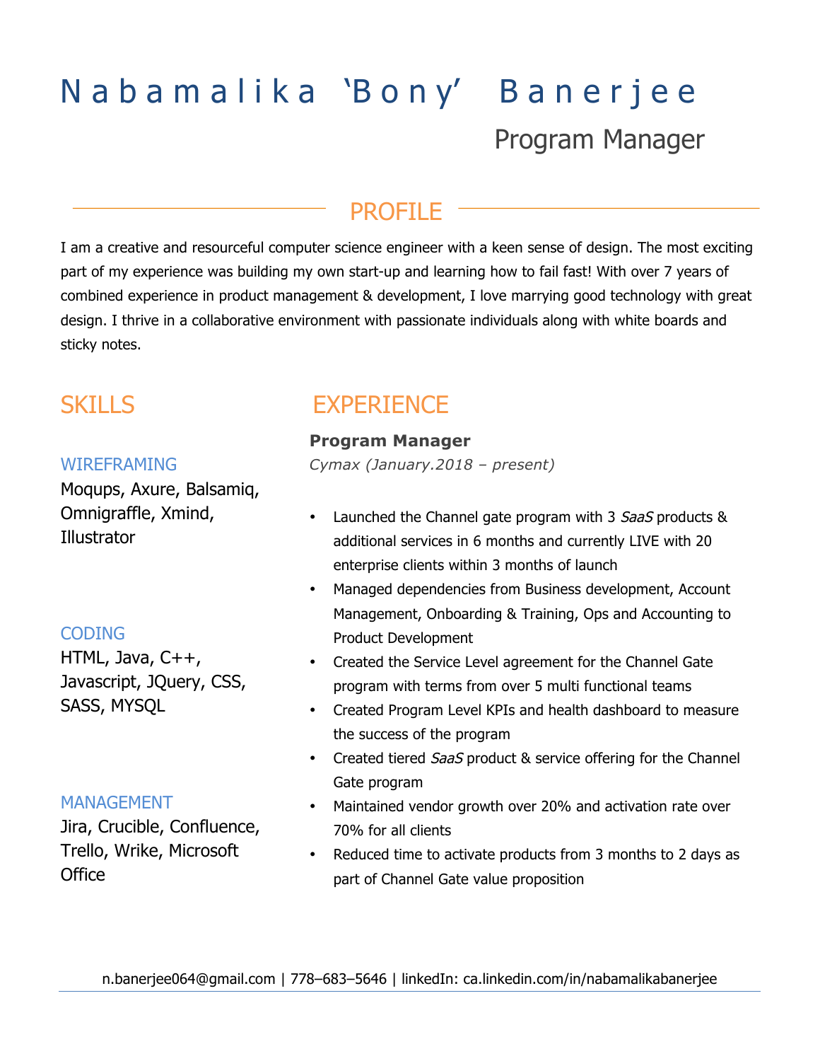# Nabamalika 'Bony' Banerjee

Program Manager

## PROFILE

I am a creative and resourceful computer science engineer with a keen sense of design. The most exciting part of my experience was building my own start-up and learning how to fail fast! With over 7 years of combined experience in product management & development, I love marrying good technology with great design. I thrive in a collaborative environment with passionate individuals along with white boards and sticky notes.

## SKILLS

### WIREFRAMING

Moqups, Axure, Balsamiq, Omnigraffle, Xmind, Illustrator

### CODING

HTML, Java, C++, Javascript, JQuery, CSS, SASS, MYSQL

### MANAGEMENT

Jira, Crucible, Confluence, Trello, Wrike, Microsoft Office

## EXPERIENCE

**Program Manager**

*Cymax (January.2018 – present)*

- Launched the Channel gate program with 3 *SaaS* products & additional services in 6 months and currently LIVE with 20 enterprise clients within 3 months of launch
- Managed dependencies from Business development, Account Management, Onboarding & Training, Ops and Accounting to Product Development
- Created the Service Level agreement for the Channel Gate program with terms from over 5 multi functional teams
- Created Program Level KPIs and health dashboard to measure the success of the program
- Created tiered *SaaS* product & service offering for the Channel Gate program
- Maintained vendor growth over 20% and activation rate over 70% for all clients
- Reduced time to activate products from 3 months to 2 days as part of Channel Gate value proposition

n.banerjee064@gmail.com | 778–683–5646 | linkedIn: ca.linkedin.com/in/nabamalikabanerjee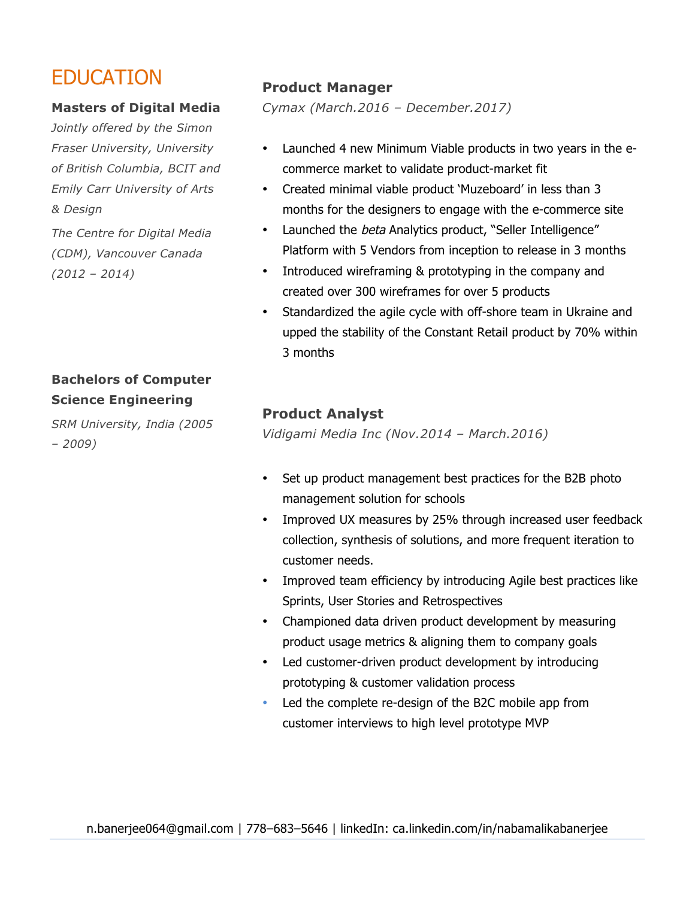# EDUCATION

**Masters of Digital Media**

*Jointly offered by the Simon Fraser University, University of British Columbia, BCIT and Emily Carr University of Arts & Design*

*The Centre for Digital Media (CDM), Vancouver Canada (2012 – 2014)*

**Bachelors of Computer Science Engineering**

*SRM University, India (2005 – 2009)*

### Product Manager

*Cymax (March.2016 – December.2017)*

- Launched 4 new Minimum Viable products in two years in the e-commerce market to validate product-market fit
- Created minimal viable product 'Muzeboard' in less than 3 months for the designers to engage with the e-commerce site
- Launched the *beta* Analytics product, "Seller Intelligence" Platform with 5 Vendors from inception to release in 3 months
- Introduced wireframing & prototyping in the company and created over 300 wireframes for over 5 products
- Standardized the agile cycle with off-shore team in Ukraine and upped the stability of the Constant Retail product by 70% within 3 months

### Product Analyst

*Vidigami Media Inc (Nov.2014 – March.2016)*

- Set up product management best practices for the B2B photo management solution for schools
- Improved UX measures by 25% through increased user feedback collection, synthesis of solutions, and more frequent iteration to customer needs.
- Improved team efficiency by introducing Agile best practices like Sprints, User Stories and Retrospectives
- Championed data driven product development by measuring product usage metrics & aligning them to company goals
- Led customer-driven product development by introducing prototyping & customer validation process
- Led the complete re-design of the B2C mobile app from customer interviews to high level prototype MVP

n.banerjee064@gmail.com | 778–683–5646 | linkedIn: ca.linkedin.com/in/nabamalikabanerjee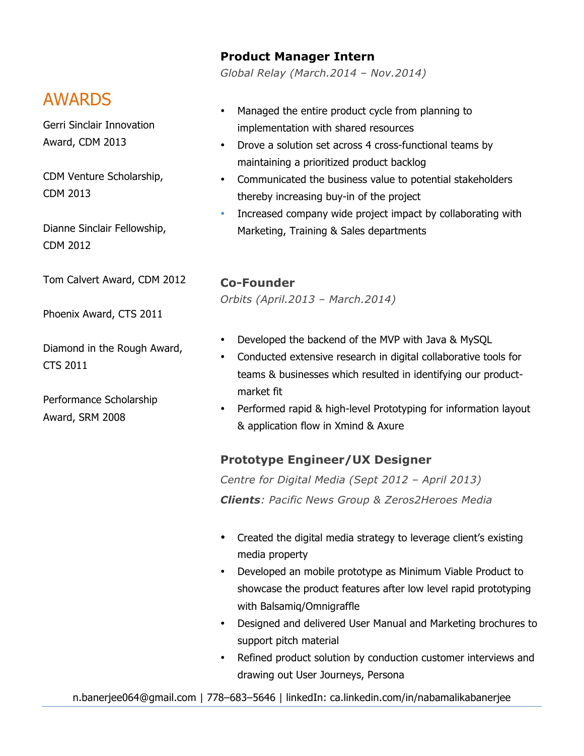## AWARDS

Gerri Sinclair Innovation Award, CDM 2013

CDM Venture Scholarship, CDM 2013

Dianne Sinclair Fellowship, CDM 2012

Tom Calvert Award, CDM 2012

Phoenix Award, CTS 2011

Diamond in the Rough Award, CTS 2011

Performance Scholarship Award, SRM 2008

### Product Manager Intern

*Global Relay (March.2014 – Nov.2014)*

- Managed the entire product cycle from planning to implementation with shared resources
- Drove a solution set across 4 cross-functional teams by maintaining a prioritized product backlog
- Communicated the business value to potential stakeholders thereby increasing buy-in of the project
- Increased company wide project impact by collaborating with Marketing, Training & Sales departments

### Co-Founder

*Orbits (April.2013 – March.2014)*

- Developed the backend of the MVP with Java & MySQL
- Conducted extensive research in digital collaborative tools for teams & businesses which resulted in identifying our product-market fit
- Performed rapid & high-level Prototyping for information layout & application flow in Xmind & Axure

### Prototype Engineer/UX Designer

*Centre for Digital Media (Sept 2012 – April 2013)*

***Clients**: Pacific News Group & Zeros2Heroes Media*

- Created the digital media strategy to leverage client's existing media property
- Developed an mobile prototype as Minimum Viable Product to showcase the product features after low level rapid prototyping with Balsamiq/Omnigraffle
- Designed and delivered User Manual and Marketing brochures to support pitch material
- Refined product solution by conduction customer interviews and drawing out User Journeys, Persona

n.banerjee064@gmail.com | 778–683–5646 | linkedIn: ca.linkedin.com/in/nabamalikabanerjee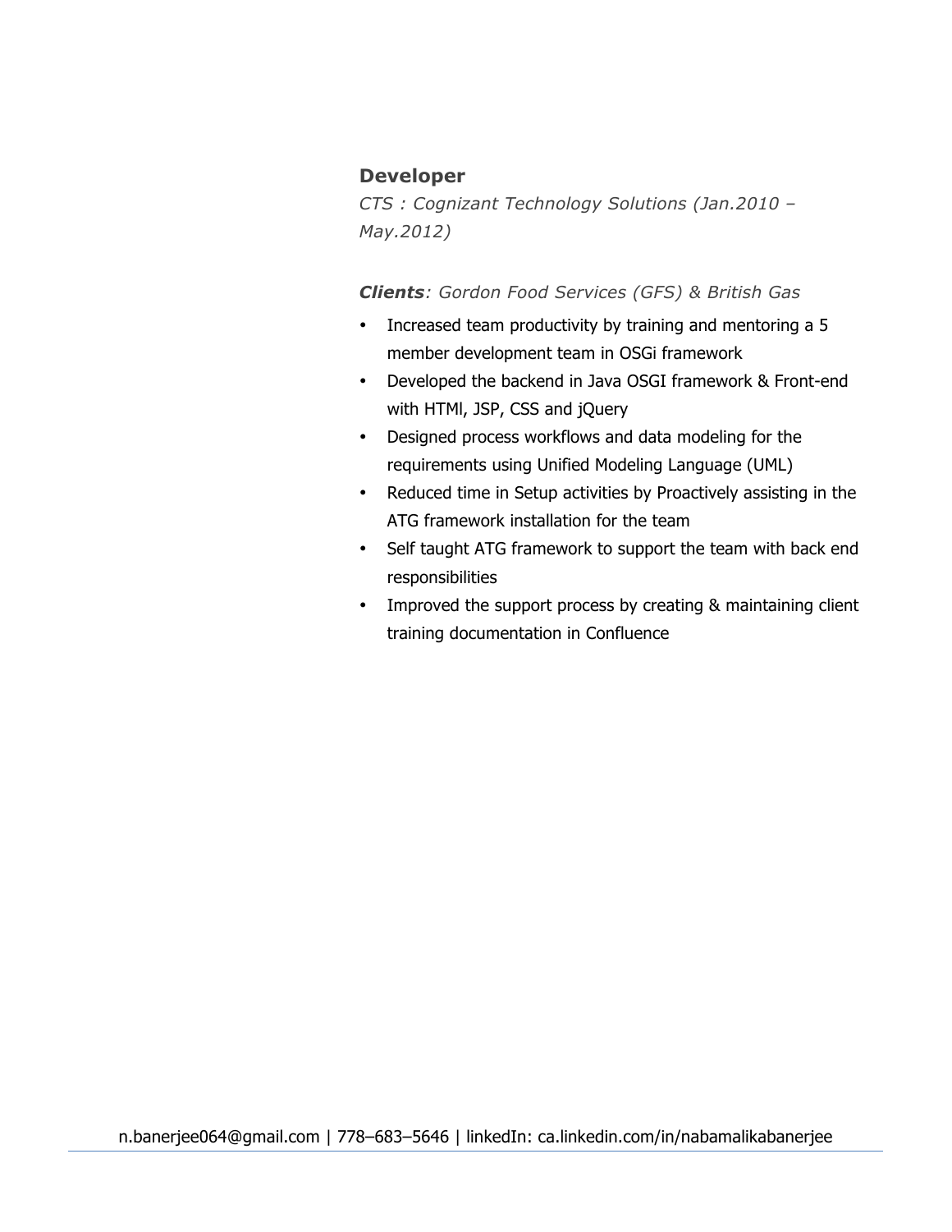### Developer

*CTS : Cognizant Technology Solutions (Jan.2010 – May.2012)*

***Clients**: Gordon Food Services (GFS) & British Gas*

- Increased team productivity by training and mentoring a 5 member development team in OSGi framework
- Developed the backend in Java OSGI framework & Front-end with HTMl, JSP, CSS and jQuery
- Designed process workflows and data modeling for the requirements using Unified Modeling Language (UML)
- Reduced time in Setup activities by Proactively assisting in the ATG framework installation for the team
- Self taught ATG framework to support the team with back end responsibilities
- Improved the support process by creating & maintaining client training documentation in Confluence